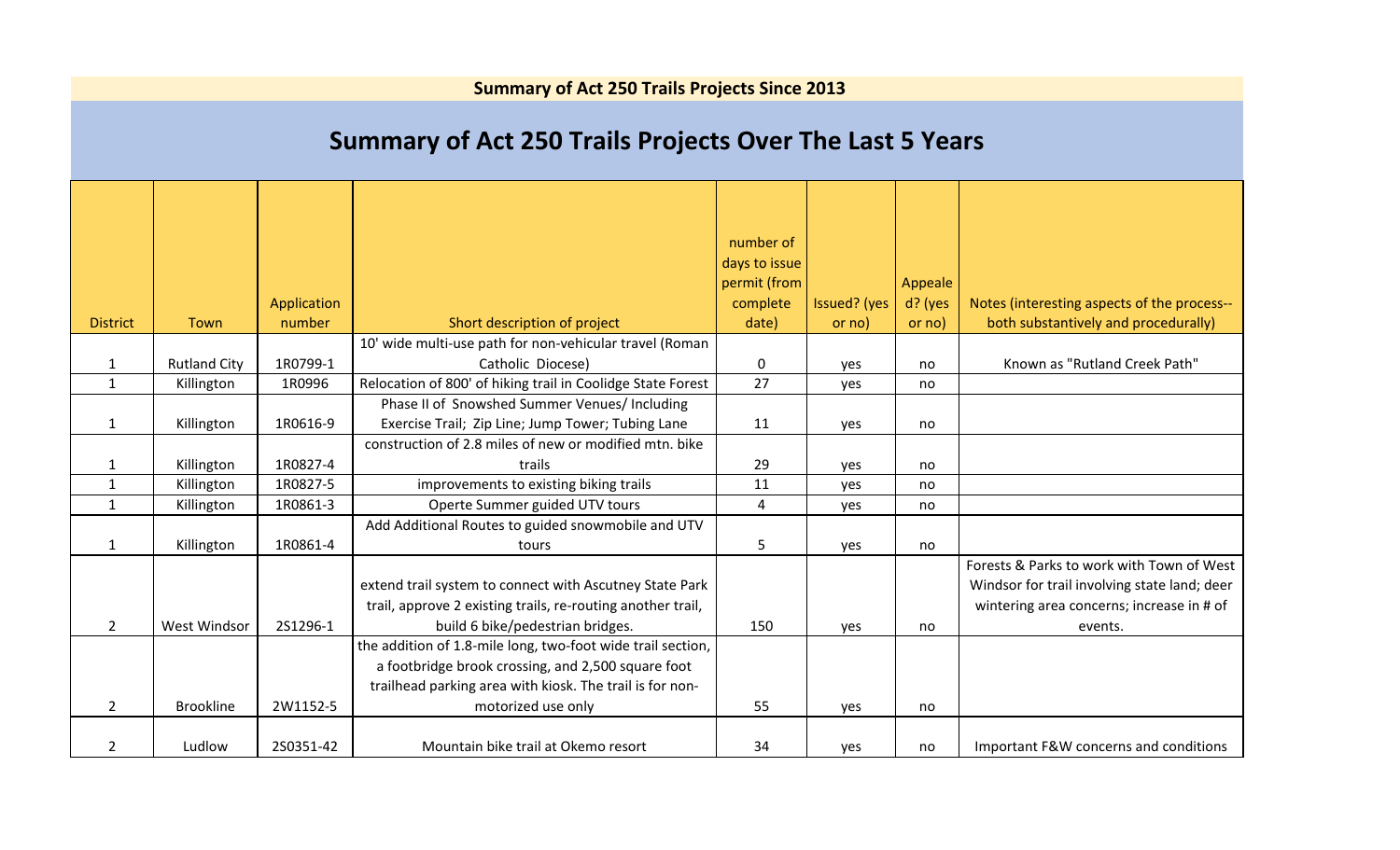**Summary of Act 250 Trails Projects Since 2013**

# Summary of Act 250 Trails Projects Over The Last 5 Years

| District | Town | Application number | Short description of project | number of days to issue permit (from complete date) | Issued? (yes or no) | Appealed? (yes or no) | Notes (interesting aspects of the process--both substantively and procedurally) |
|---|---|---|---|---|---|---|---|
| 1 | Rutland City | 1R0799-1 | 10' wide multi-use path for non-vehicular travel (Roman Catholic Diocese) | 0 | yes | no | Known as "Rutland Creek Path" |
| 1 | Killington | 1R0996 | Relocation of 800' of hiking trail in Coolidge State Forest | 27 | yes | no | |
| 1 | Killington | 1R0616-9 | Phase II of Snowshed Summer Venues/ Including Exercise Trail; Zip Line; Jump Tower; Tubing Lane | 11 | yes | no | |
| 1 | Killington | 1R0827-4 | construction of 2.8 miles of new or modified mtn. bike trails | 29 | yes | no | |
| 1 | Killington | 1R0827-5 | improvements to existing biking trails | 11 | yes | no | |
| 1 | Killington | 1R0861-3 | Operte Summer guided UTV tours | 4 | yes | no | |
| 1 | Killington | 1R0861-4 | Add Additional Routes to guided snowmobile and UTV tours | 5 | yes | no | |
| 2 | West Windsor | 2S1296-1 | extend trail system to connect with Ascutney State Park trail, approve 2 existing trails, re-routing another trail, build 6 bike/pedestrian bridges. | 150 | yes | no | Forests & Parks to work with Town of West Windsor for trail involving state land; deer wintering area concerns; increase in # of events. |
| 2 | Brookline | 2W1152-5 | the addition of 1.8-mile long, two-foot wide trail section, a footbridge brook crossing, and 2,500 square foot trailhead parking area with kiosk. The trail is for non-motorized use only | 55 | yes | no | |
| 2 | Ludlow | 2S0351-42 | Mountain bike trail at Okemo resort | 34 | yes | no | Important F&W concerns and conditions |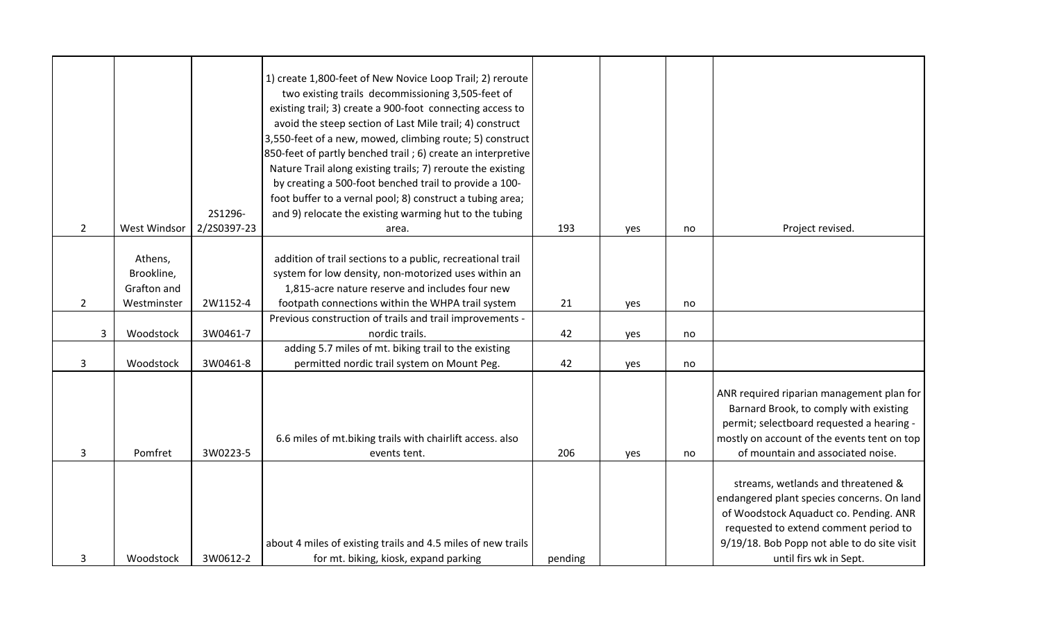| | | | | | | | |
|---|---|---|---|---|---|---|---|
| 2 | West Windsor | 2S1296-2/2S0397-23 | 1) create 1,800-feet of New Novice Loop Trail; 2) reroute two existing trails decommissioning 3,505-feet of existing trail; 3) create a 900-foot connecting access to avoid the steep section of Last Mile trail; 4) construct 3,550-feet of a new, mowed, climbing route; 5) construct 850-feet of partly benched trail ; 6) create an interpretive Nature Trail along existing trails; 7) reroute the existing by creating a 500-foot benched trail to provide a 100-foot buffer to a vernal pool; 8) construct a tubing area; and 9) relocate the existing warming hut to the tubing area. | 193 | yes | no | Project revised. |
| 2 | Athens, Brookline, Grafton and Westminster | 2W1152-4 | addition of trail sections to a public, recreational trail system for low density, non-motorized uses within an 1,815-acre nature reserve and includes four new footpath connections within the WHPA trail system | 21 | yes | no | |
| 3 | Woodstock | 3W0461-7 | Previous construction of trails and trail improvements - nordic trails. | 42 | yes | no | |
| 3 | Woodstock | 3W0461-8 | adding 5.7 miles of mt. biking trail to the existing permitted nordic trail system on Mount Peg. | 42 | yes | no | |
| 3 | Pomfret | 3W0223-5 | 6.6 miles of mt.biking trails with chairlift access. also events tent. | 206 | yes | no | ANR required riparian management plan for Barnard Brook, to comply with existing permit; selectboard requested a hearing - mostly on account of the events tent on top of mountain and associated noise. |
| 3 | Woodstock | 3W0612-2 | about 4 miles of existing trails and 4.5 miles of new trails for mt. biking, kiosk, expand parking | pending | | | streams, wetlands and threatened & endangered plant species concerns. On land of Woodstock Aquaduct co. Pending. ANR requested to extend comment period to 9/19/18. Bob Popp not able to do site visit until firs wk in Sept. |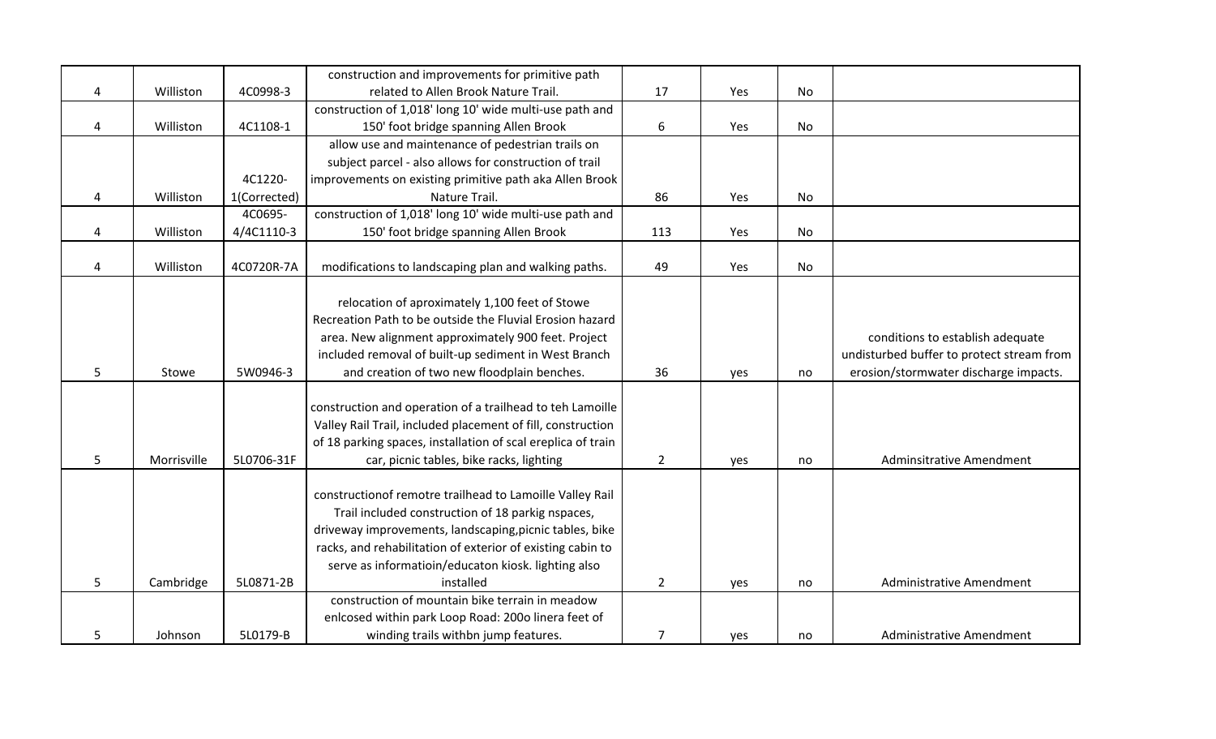| | | | | | | | |
|---|---|---|---|---|---|---|---|
| 4 | Williston | 4C0998-3 | construction and improvements for primitive path related to Allen Brook Nature Trail. | 17 | Yes | No | |
| 4 | Williston | 4C1108-1 | construction of 1,018' long 10' wide multi-use path and 150' foot bridge spanning Allen Brook | 6 | Yes | No | |
| 4 | Williston | 4C1220-1(Corrected) | allow use and maintenance of pedestrian trails on subject parcel - also allows for construction of trail improvements on existing primitive path aka Allen Brook Nature Trail. | 86 | Yes | No | |
| 4 | Williston | 4C0695-4/4C1110-3 | construction of 1,018' long 10' wide multi-use path and 150' foot bridge spanning Allen Brook | 113 | Yes | No | |
| 4 | Williston | 4C0720R-7A | modifications to landscaping plan and walking paths. | 49 | Yes | No | |
| 5 | Stowe | 5W0946-3 | relocation of aproximately 1,100 feet of Stowe Recreation Path to be outside the Fluvial Erosion hazard area. New alignment approximately 900 feet. Project included removal of built-up sediment in West Branch and creation of two new floodplain benches. | 36 | yes | no | conditions to establish adequate undisturbed buffer to protect stream from erosion/stormwater discharge impacts. |
| 5 | Morrisville | 5L0706-31F | construction and operation of a trailhead to teh Lamoille Valley Rail Trail, included placement of fill, construction of 18 parking spaces, installation of scal ereplica of train car, picnic tables, bike racks, lighting | 2 | yes | no | Adminsitrative Amendment |
| 5 | Cambridge | 5L0871-2B | constructionof remotre trailhead to Lamoille Valley Rail Trail included construction of 18 parkig nspaces, driveway improvements, landscaping,picnic tables, bike racks, and rehabilitation of exterior of existing cabin to serve as informatioin/educaton kiosk. lighting also installed | 2 | yes | no | Administrative Amendment |
| 5 | Johnson | 5L0179-B | construction of mountain bike terrain in meadow enlcosed within park Loop Road: 200o linera feet of winding trails withbn jump features. | 7 | yes | no | Administrative Amendment |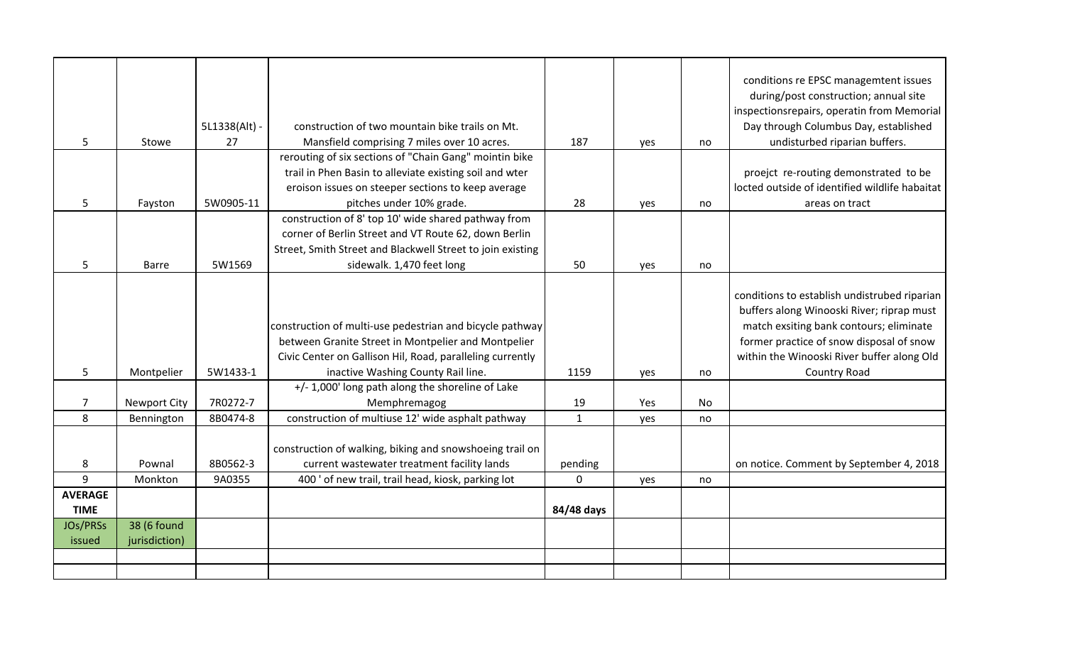| | | | | | | | |
|---|---|---|---|---|---|---|---|
| 5 | Stowe | 5L1338(Alt) - 27 | construction of two mountain bike trails on Mt. Mansfield comprising 7 miles over 10 acres. | 187 | yes | no | conditions re EPSC managemtent issues during/post construction; annual site inspectionsrepairs, operatin from Memorial Day through Columbus Day, established undisturbed riparian buffers. |
| 5 | Fayston | 5W0905-11 | rerouting of six sections of "Chain Gang" mointin bike trail in Phen Basin to alleviate existing soil and wter eroison issues on steeper sections to keep average pitches under 10% grade. | 28 | yes | no | proejct re-routing demonstrated to be locted outside of identified wildlife habaitat areas on tract |
| 5 | Barre | 5W1569 | construction of 8' top 10' wide shared pathway from corner of Berlin Street and VT Route 62, down Berlin Street, Smith Street and Blackwell Street to join existing sidewalk. 1,470 feet long | 50 | yes | no | |
| 5 | Montpelier | 5W1433-1 | construction of multi-use pedestrian and bicycle pathway between Granite Street in Montpelier and Montpelier Civic Center on Gallison Hil, Road, paralleling currently inactive Washing County Rail line. | 1159 | yes | no | conditions to establish undistrubed riparian buffers along Winooski River; riprap must match exsiting bank contours; eliminate former practice of snow disposal of snow within the Winooski River buffer along Old Country Road |
| 7 | Newport City | 7R0272-7 | +/- 1,000' long path along the shoreline of Lake Memphremagog | 19 | Yes | No | |
| 8 | Bennington | 8B0474-8 | construction of multiuse 12' wide asphalt pathway | 1 | yes | no | |
| 8 | Pownal | 8B0562-3 | construction of walking, biking and snowshoeing trail on current wastewater treatment facility lands | pending | | | on notice. Comment by September 4, 2018 |
| 9 | Monkton | 9A0355 | 400 ' of new trail, trail head, kiosk, parking lot | 0 | yes | no | |
| **AVERAGE TIME** | | | | **84/48 days** | | | |
| JOs/PRSs issued | 38 (6 found jurisdiction) | | | | | | |
| | | | | | | | |
| | | | | | | | |